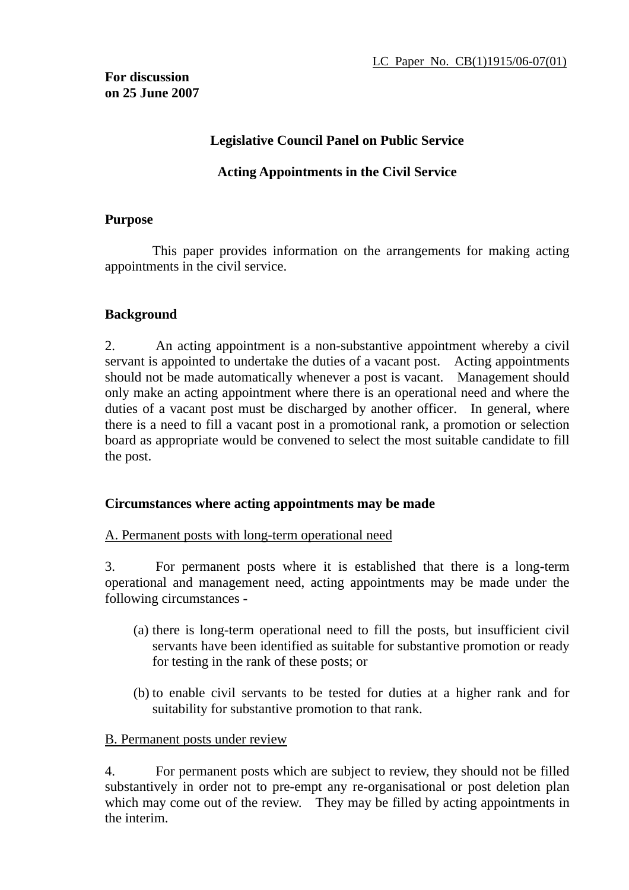LC Paper No. CB(1)1915/06-07(01)

**For discussion on 25 June 2007**

## Legislative Council Panel on Public Service

## Acting Appointments in the Civil Service

### Purpose

This paper provides information on the arrangements for making acting appointments in the civil service.

### Background

2. An acting appointment is a non-substantive appointment whereby a civil servant is appointed to undertake the duties of a vacant post. Acting appointments should not be made automatically whenever a post is vacant. Management should only make an acting appointment where there is an operational need and where the duties of a vacant post must be discharged by another officer. In general, where there is a need to fill a vacant post in a promotional rank, a promotion or selection board as appropriate would be convened to select the most suitable candidate to fill the post.

### Circumstances where acting appointments may be made

A. Permanent posts with long-term operational need

3. For permanent posts where it is established that there is a long-term operational and management need, acting appointments may be made under the following circumstances -

(a) there is long-term operational need to fill the posts, but insufficient civil servants have been identified as suitable for substantive promotion or ready for testing in the rank of these posts; or

(b) to enable civil servants to be tested for duties at a higher rank and for suitability for substantive promotion to that rank.

B. Permanent posts under review

4. For permanent posts which are subject to review, they should not be filled substantively in order not to pre-empt any re-organisational or post deletion plan which may come out of the review. They may be filled by acting appointments in the interim.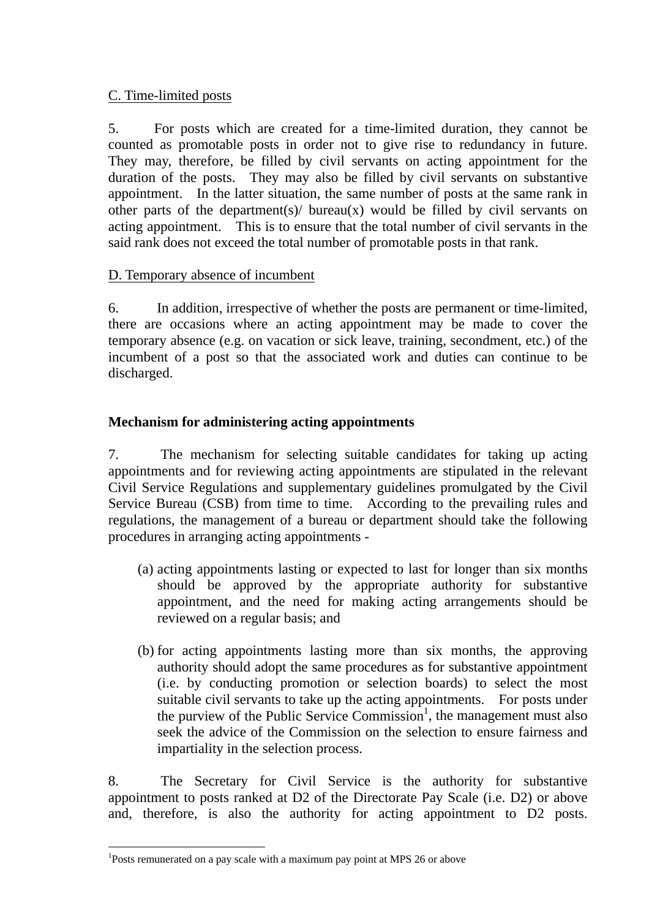C. Time-limited posts

5. For posts which are created for a time-limited duration, they cannot be counted as promotable posts in order not to give rise to redundancy in future. They may, therefore, be filled by civil servants on acting appointment for the duration of the posts. They may also be filled by civil servants on substantive appointment. In the latter situation, the same number of posts at the same rank in other parts of the department(s)/ bureau(x) would be filled by civil servants on acting appointment. This is to ensure that the total number of civil servants in the said rank does not exceed the total number of promotable posts in that rank.

D. Temporary absence of incumbent

6. In addition, irrespective of whether the posts are permanent or time-limited, there are occasions where an acting appointment may be made to cover the temporary absence (e.g. on vacation or sick leave, training, secondment, etc.) of the incumbent of a post so that the associated work and duties can continue to be discharged.

**Mechanism for administering acting appointments**

7. The mechanism for selecting suitable candidates for taking up acting appointments and for reviewing acting appointments are stipulated in the relevant Civil Service Regulations and supplementary guidelines promulgated by the Civil Service Bureau (CSB) from time to time. According to the prevailing rules and regulations, the management of a bureau or department should take the following procedures in arranging acting appointments -

(a) acting appointments lasting or expected to last for longer than six months should be approved by the appropriate authority for substantive appointment, and the need for making acting arrangements should be reviewed on a regular basis; and

(b) for acting appointments lasting more than six months, the approving authority should adopt the same procedures as for substantive appointment (i.e. by conducting promotion or selection boards) to select the most suitable civil servants to take up the acting appointments. For posts under the purview of the Public Service Commission[1], the management must also seek the advice of the Commission on the selection to ensure fairness and impartiality in the selection process.

8. The Secretary for Civil Service is the authority for substantive appointment to posts ranked at D2 of the Directorate Pay Scale (i.e. D2) or above and, therefore, is also the authority for acting appointment to D2 posts.

[1]Posts remunerated on a pay scale with a maximum pay point at MPS 26 or above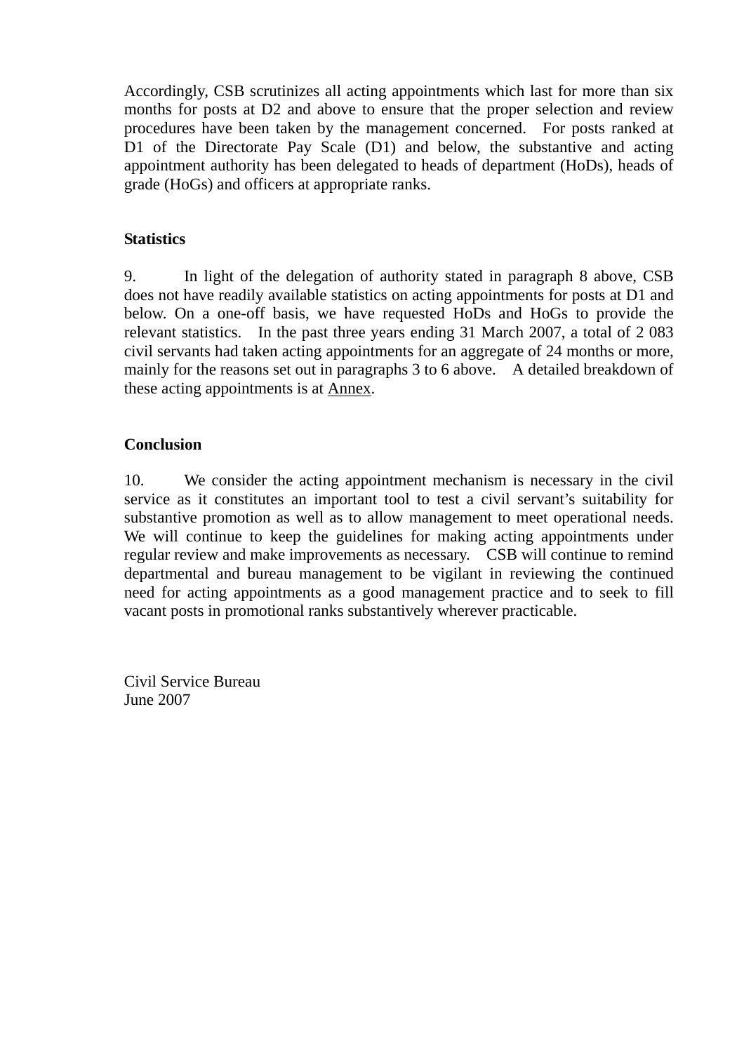Accordingly, CSB scrutinizes all acting appointments which last for more than six months for posts at D2 and above to ensure that the proper selection and review procedures have been taken by the management concerned. For posts ranked at D1 of the Directorate Pay Scale (D1) and below, the substantive and acting appointment authority has been delegated to heads of department (HoDs), heads of grade (HoGs) and officers at appropriate ranks.

**Statistics**

9. In light of the delegation of authority stated in paragraph 8 above, CSB does not have readily available statistics on acting appointments for posts at D1 and below. On a one-off basis, we have requested HoDs and HoGs to provide the relevant statistics. In the past three years ending 31 March 2007, a total of 2 083 civil servants had taken acting appointments for an aggregate of 24 months or more, mainly for the reasons set out in paragraphs 3 to 6 above. A detailed breakdown of these acting appointments is at Annex.

**Conclusion**

10. We consider the acting appointment mechanism is necessary in the civil service as it constitutes an important tool to test a civil servant's suitability for substantive promotion as well as to allow management to meet operational needs. We will continue to keep the guidelines for making acting appointments under regular review and make improvements as necessary. CSB will continue to remind departmental and bureau management to be vigilant in reviewing the continued need for acting appointments as a good management practice and to seek to fill vacant posts in promotional ranks substantively wherever practicable.

Civil Service Bureau
June 2007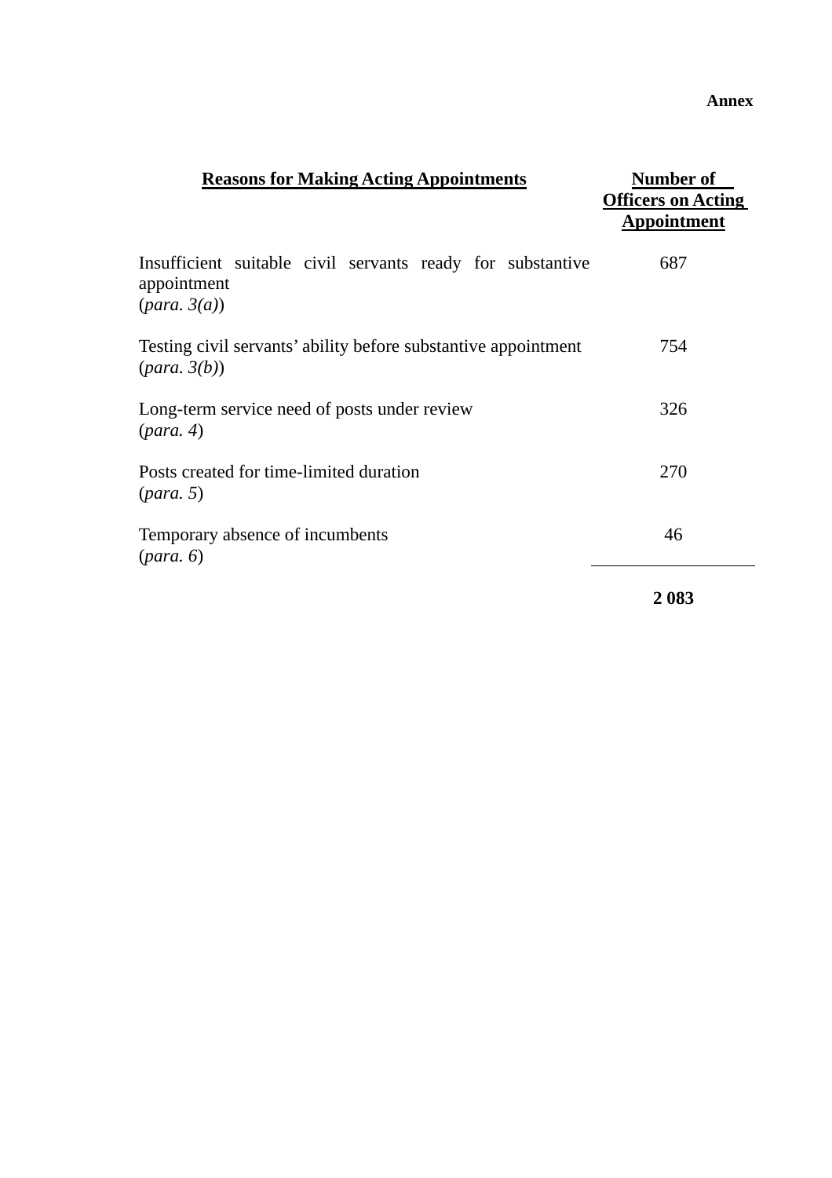**Annex**

| Reasons for Making Acting Appointments | Number of Officers on Acting Appointment |
|---|---|
| Insufficient suitable civil servants ready for substantive appointment (*para. 3(a)*) | 687 |
| Testing civil servants' ability before substantive appointment (*para. 3(b)*) | 754 |
| Long-term service need of posts under review (*para. 4*) | 326 |
| Posts created for time-limited duration (*para. 5*) | 270 |
| Temporary absence of incumbents (*para. 6*) | 46 |
| | **2 083** |